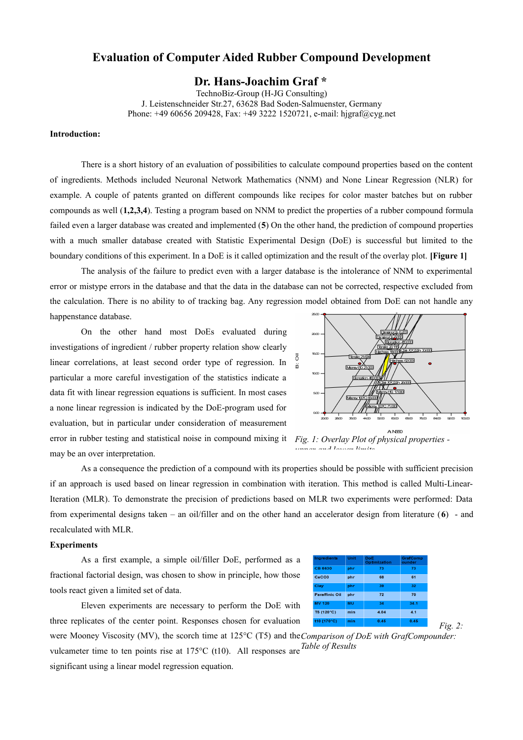# Evaluation of Computer Aided Rubber Compound Development

## Dr. Hans-Joachim Graf *

TechnoBiz-Group (H-JG Consulting)
J. Leistenschneider Str.27, 63628 Bad Soden-Salmuenster, Germany
Phone: +49 60656 209428, Fax: +49 3222 1520721, e-mail: hjgraf@cyg.net

**Introduction:**

There is a short history of an evaluation of possibilities to calculate compound properties based on the content of ingredients. Methods included Neuronal Network Mathematics (NNM) and None Linear Regression (NLR) for example. A couple of patents granted on different compounds like recipes for color master batches but on rubber compounds as well (**1,2,3,4**). Testing a program based on NNM to predict the properties of a rubber compound formula failed even a larger database was created and implemented (**5**) On the other hand, the prediction of compound properties with a much smaller database created with Statistic Experimental Design (DoE) is successful but limited to the boundary conditions of this experiment. In a DoE is it called optimization and the result of the overlay plot. **[Figure 1]**

The analysis of the failure to predict even with a larger database is the intolerance of NNM to experimental error or mistype errors in the database and that the data in the database can not be corrected, respective excluded from the calculation. There is no ability to of tracking bag. Any regression model obtained from DoE can not handle any happenstance database.

On the other hand most DoEs evaluated during investigations of ingredient / rubber property relation show clearly linear correlations, at least second order type of regression. In particular a more careful investigation of the statistics indicate a data fit with linear regression equations is sufficient. In most cases a none linear regression is indicated by the DoE-program used for evaluation, but in particular under consideration of measurement error in rubber testing and statistical noise in compound mixing it may be an over interpretation.

*Fig. 1: Overlay Plot of physical properties - upper and lower limits*

As a consequence the prediction of a compound with its properties should be possible with sufficient precision if an approach is used based on linear regression in combination with iteration. This method is called Multi-Linear-Iteration (MLR). To demonstrate the precision of predictions based on MLR two experiments were performed: Data from experimental designs taken – an oil/filler and on the other hand an accelerator design from literature (**6**) - and recalculated with MLR.

**Experiments**

As a first example, a simple oil/filler DoE, performed as a fractional factorial design, was chosen to show in principle, how those tools react given a limited set of data.

Eleven experiments are necessary to perform the DoE with three replicates of the center point. Responses chosen for evaluation were Mooney Viscosity (MV), the scorch time at 125°C (T5) and the vulcameter time to ten points rise at 175°C (t10). All responses are significant using a linear model regression equation.

| Ingredients | Unit | DoE Optimization | GrafComp ounder |
|---|---|---|---|
| CB 6630 | phr | 73 | 73 |
| CaCO3 | phr | 68 | 61 |
| Clay | phr | 39 | 32 |
| Paraffinic Oil | phr | 72 | 70 |
| MV 120 | MU | 34 | 34.1 |
| T5 (120°C) | min | 4.04 | 4.1 |
| t10 (170°C) | min | 0.45 | 0.45 |

*Fig. 2: Comparison of DoE with GrafCompounder: Table of Results*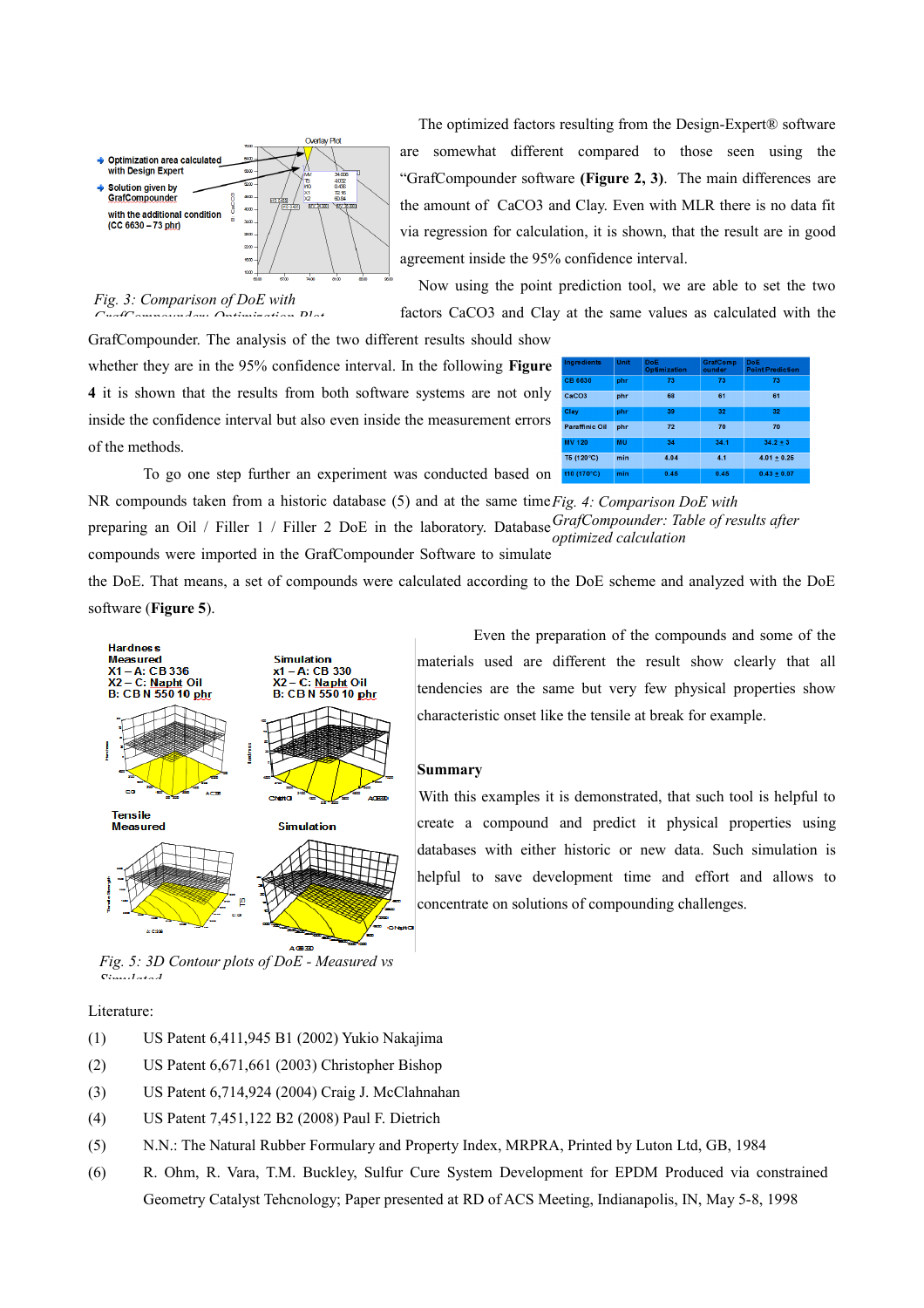The optimized factors resulting from the Design-Expert® software are somewhat different compared to those seen using the "GrafCompounder software **(Figure 2, 3)**. The main differences are the amount of CaCO3 and Clay. Even with MLR there is no data fit via regression for calculation, it is shown, that the result are in good agreement inside the 95% confidence interval.

Now using the point prediction tool, we are able to set the two factors CaCO3 and Clay at the same values as calculated with the GrafCompounder. The analysis of the two different results should show whether they are in the 95% confidence interval. In the following **Figure 4** it is shown that the results from both software systems are not only inside the confidence interval but also even inside the measurement errors of the methods.

*Fig. 3: Comparison of DoE with GrafCompounder: Optimization Plot*

| Ingredients | Unit | DoE Optimization | GrafCompounder | DoE Point Prediction |
|---|---|---|---|---|
| CB 6630 | phr | 73 | 73 | 73 |
| CaCO3 | phr | 68 | 61 | 61 |
| Clay | phr | 39 | 32 | 32 |
| Paraffinic Oil | phr | 72 | 70 | 70 |
| MV 120 | MU | 34 | 34.1 | 34.2 ± 3 |
| T5 (120°C) | min | 4.04 | 4.1 | 4.01 ± 0.25 |
| t10 (170°C) | min | 0.45 | 0.45 | 0.43 ± 0.07 |

*Fig. 4: Comparison DoE with GrafCompounder: Table of results after optimized calculation*

To go one step further an experiment was conducted based on NR compounds taken from a historic database (5) and at the same time preparing an Oil / Filler 1 / Filler 2 DoE in the laboratory. Database compounds were imported in the GrafCompounder Software to simulate the DoE. That means, a set of compounds were calculated according to the DoE scheme and analyzed with the DoE software (**Figure 5**).

*Fig. 5: 3D Contour plots of DoE - Measured vs Simulated*

Even the preparation of the compounds and some of the materials used are different the result show clearly that all tendencies are the same but very few physical properties show characteristic onset like the tensile at break for example.

## Summary

With this examples it is demonstrated, that such tool is helpful to create a compound and predict it physical properties using databases with either historic or new data. Such simulation is helpful to save development time and effort and allows to concentrate on solutions of compounding challenges.

Literature:

(1) US Patent 6,411,945 B1 (2002) Yukio Nakajima

(2) US Patent 6,671,661 (2003) Christopher Bishop

(3) US Patent 6,714,924 (2004) Craig J. McClahnahan

(4) US Patent 7,451,122 B2 (2008) Paul F. Dietrich

(5) N.N.: The Natural Rubber Formulary and Property Index, MRPRA, Printed by Luton Ltd, GB, 1984

(6) R. Ohm, R. Vara, T.M. Buckley, Sulfur Cure System Development for EPDM Produced via constrained Geometry Catalyst Tehcnology; Paper presented at RD of ACS Meeting, Indianapolis, IN, May 5-8, 1998